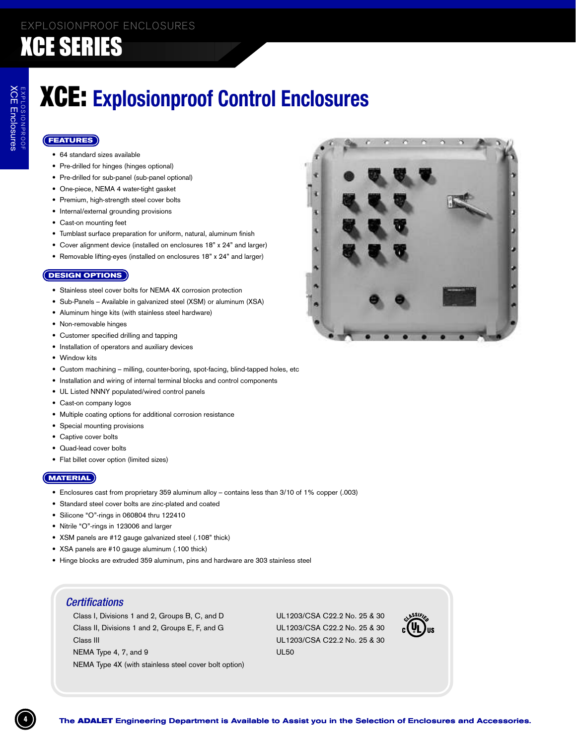EXPLOSIONPROOF ENCLOSURES

# XCE SERIES

## XCE: Explosionproof Control Enclosures

### FEATURES

- 64 standard sizes available
- Pre-drilled for hinges (hinges optional)
- Pre-drilled for sub-panel (sub-panel optional)
- One-piece, NEMA 4 water-tight gasket
- Premium, high-strength steel cover bolts
- Internal/external grounding provisions
- Cast-on mounting feet
- Tumblast surface preparation for uniform, natural, aluminum finish
- Cover alignment device (installed on enclosures 18" x 24" and larger)
- Removable lifting-eyes (installed on enclosures 18" x 24" and larger)

### DESIGN OPTIONS

- Stainless steel cover bolts for NEMA 4X corrosion protection
- Sub-Panels – Available in galvanized steel (XSM) or aluminum (XSA)
- Aluminum hinge kits (with stainless steel hardware)
- Non-removable hinges
- Customer specified drilling and tapping
- Installation of operators and auxiliary devices
- Window kits
- Custom machining – milling, counter-boring, spot-facing, blind-tapped holes, etc
- Installation and wiring of internal terminal blocks and control components
- UL Listed NNNY populated/wired control panels
- Cast-on company logos
- Multiple coating options for additional corrosion resistance
- Special mounting provisions
- Captive cover bolts
- Quad-lead cover bolts
- Flat billet cover option (limited sizes)

### MATERIAL

- Enclosures cast from proprietary 359 aluminum alloy – contains less than 3/10 of 1% copper (.003)
- Standard steel cover bolts are zinc-plated and coated
- Silicone "O"-rings in 060804 thru 122410
- Nitrile "O"-rings in 123006 and larger
- XSM panels are #12 gauge galvanized steel (.108" thick)
- XSA panels are #10 gauge aluminum (.100 thick)
- Hinge blocks are extruded 359 aluminum, pins and hardware are 303 stainless steel

### Certifications

| | |
|---|---|
| Class I, Divisions 1 and 2, Groups B, C, and D | UL1203/CSA C22.2 No. 25 & 30 |
| Class II, Divisions 1 and 2, Groups E, F, and G | UL1203/CSA C22.2 No. 25 & 30 |
| Class III | UL1203/CSA C22.2 No. 25 & 30 |
| NEMA Type 4, 7, and 9 | UL50 |
| NEMA Type 4X (with stainless steel cover bolt option) | |

c UL us CLASSIFIED

**The ADALET Engineering Department is Available to Assist you in the Selection of Enclosures and Accessories.**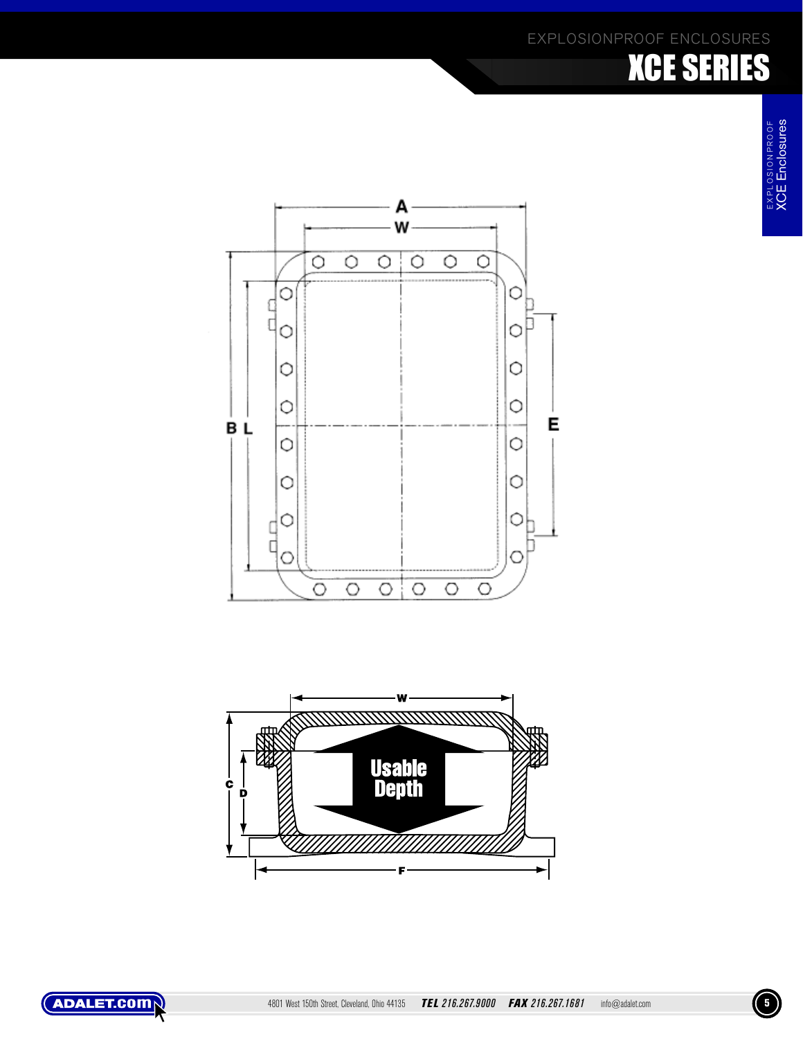A

W

B L

E

W

C

D

Usable Depth

F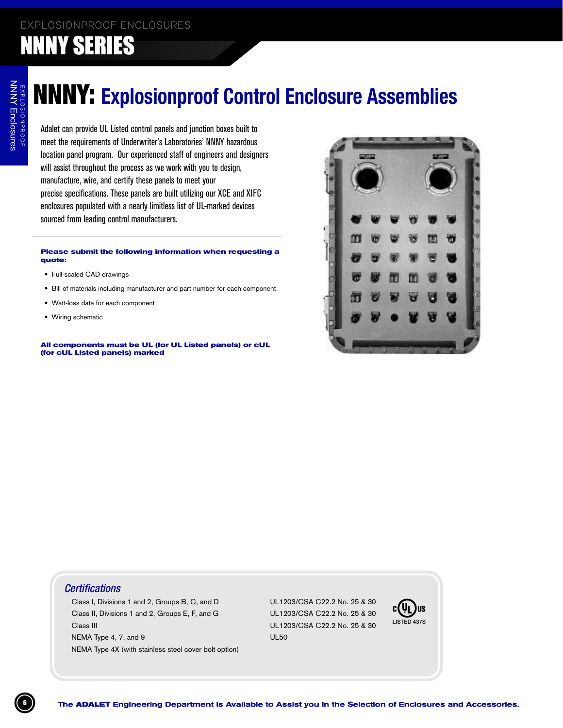# NNNY: Explosionproof Control Enclosure Assemblies

Adalet can provide UL Listed control panels and junction boxes built to meet the requirements of Underwriter's Laboratories' NNNY hazardous location panel program. Our experienced staff of engineers and designers will assist throughout the process as we work with you to design, manufacture, wire, and certify these panels to meet your precise specifications. These panels are built utilizing our XCE and XIFC enclosures populated with a nearly limitless list of UL-marked devices sourced from leading control manufacturers.

---

**Please submit the following information when requesting a quote:**

- Full-scaled CAD drawings
- Bill of materials including manufacturer and part number for each component
- Watt-loss data for each component
- Wiring schematic

**All components must be UL (for UL Listed panels) or cUL (for cUL Listed panels) marked**

## Certifications

| | |
|---|---|
| Class I, Divisions 1 and 2, Groups B, C, and D | UL1203/CSA C22.2 No. 25 & 30 |
| Class II, Divisions 1 and 2, Groups E, F, and G | UL1203/CSA C22.2 No. 25 & 30 |
| Class III | UL1203/CSA C22.2 No. 25 & 30 |
| NEMA Type 4, 7, and 9 | UL50 |
| NEMA Type 4X (with stainless steel cover bolt option) | |

c UL us LISTED 437S

**The ADALET Engineering Department is Available to Assist you in the Selection of Enclosures and Accessories.**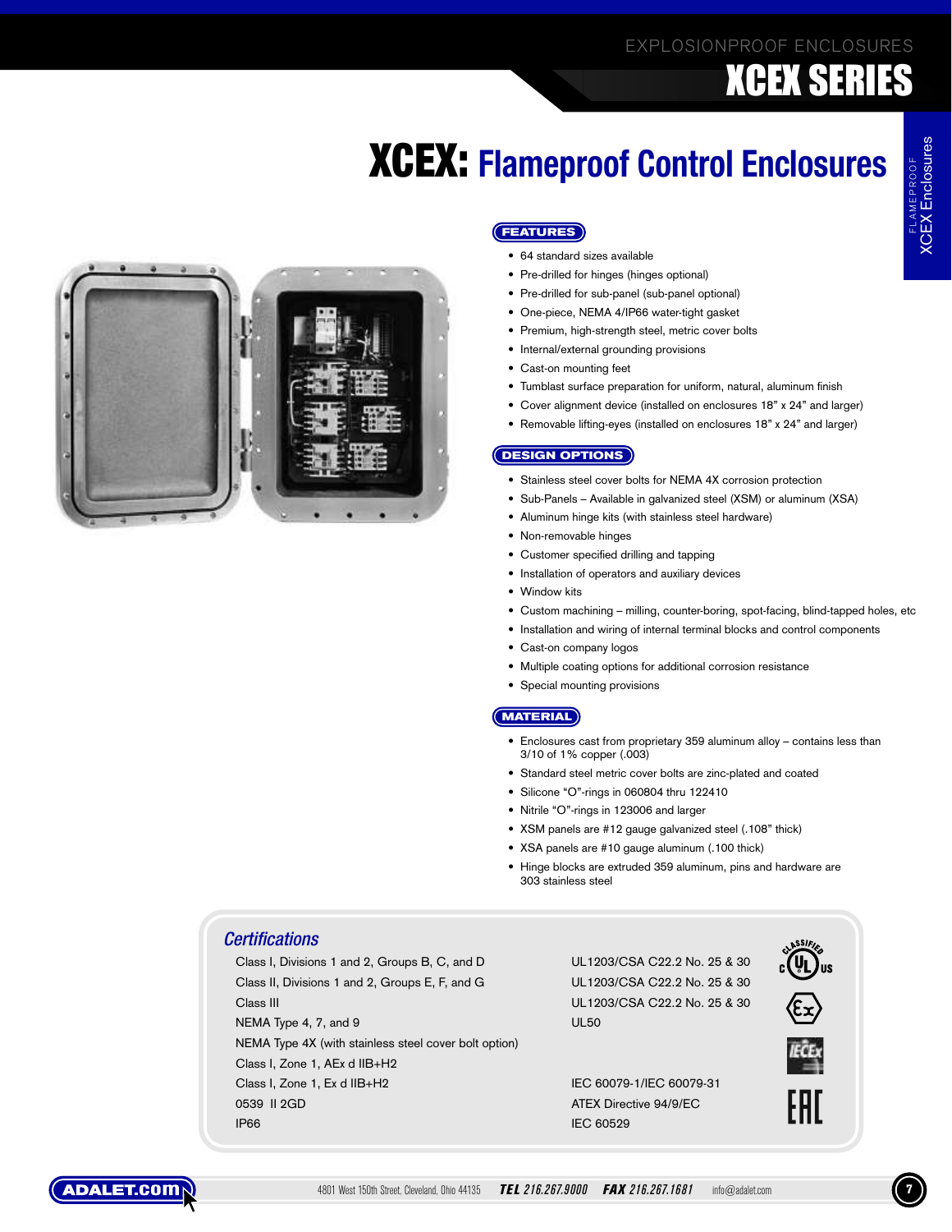# XCEX: Flameproof Control Enclosures

## FEATURES

- 64 standard sizes available
- Pre-drilled for hinges (hinges optional)
- Pre-drilled for sub-panel (sub-panel optional)
- One-piece, NEMA 4/IP66 water-tight gasket
- Premium, high-strength steel, metric cover bolts
- Internal/external grounding provisions
- Cast-on mounting feet
- Tumblast surface preparation for uniform, natural, aluminum finish
- Cover alignment device (installed on enclosures 18" x 24" and larger)
- Removable lifting-eyes (installed on enclosures 18" x 24" and larger)

## DESIGN OPTIONS

- Stainless steel cover bolts for NEMA 4X corrosion protection
- Sub-Panels – Available in galvanized steel (XSM) or aluminum (XSA)
- Aluminum hinge kits (with stainless steel hardware)
- Non-removable hinges
- Customer specified drilling and tapping
- Installation of operators and auxiliary devices
- Window kits
- Custom machining – milling, counter-boring, spot-facing, blind-tapped holes, etc
- Installation and wiring of internal terminal blocks and control components
- Cast-on company logos
- Multiple coating options for additional corrosion resistance
- Special mounting provisions

## MATERIAL

- Enclosures cast from proprietary 359 aluminum alloy – contains less than 3/10 of 1% copper (.003)
- Standard steel metric cover bolts are zinc-plated and coated
- Silicone "O"-rings in 060804 thru 122410
- Nitrile "O"-rings in 123006 and larger
- XSM panels are #12 gauge galvanized steel (.108" thick)
- XSA panels are #10 gauge aluminum (.100 thick)
- Hinge blocks are extruded 359 aluminum, pins and hardware are 303 stainless steel

## Certifications

| | |
|---|---|
| Class I, Divisions 1 and 2, Groups B, C, and D | UL1203/CSA C22.2 No. 25 & 30 |
| Class II, Divisions 1 and 2, Groups E, F, and G | UL1203/CSA C22.2 No. 25 & 30 |
| Class III | UL1203/CSA C22.2 No. 25 & 30 |
| NEMA Type 4, 7, and 9 | UL50 |
| NEMA Type 4X (with stainless steel cover bolt option) | |
| Class I, Zone 1, AEx d IIB+H2 | |
| Class I, Zone 1, Ex d IIB+H2 | IEC 60079-1/IEC 60079-31 |
| 0539 II 2GD | ATEX Directive 94/9/EC |
| IP66 | IEC 60529 |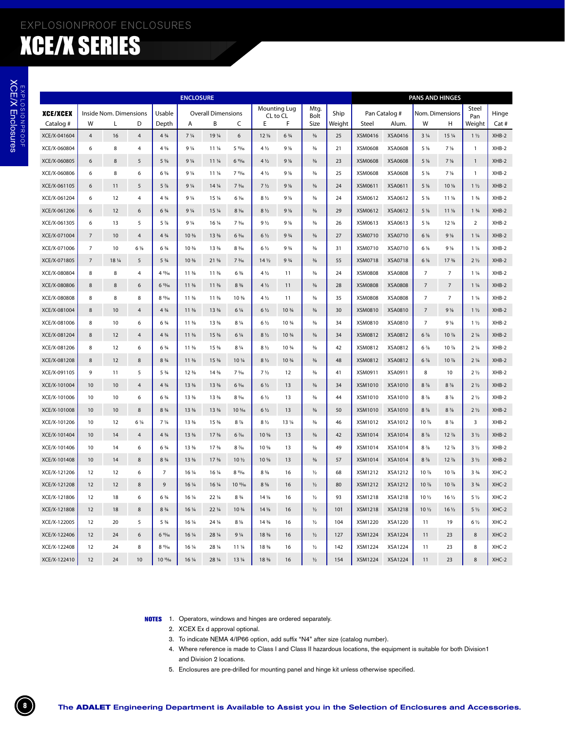EXPLOSIONPROOF ENCLOSURES

# XCE/X SERIES

| ENCLOSURE | | | | | | | | | | | | | PANS AND HINGES | | | | | |
|---|---|---|---|---|---|---|---|---|---|---|---|---|---|---|---|---|---|---|
| XCE/XCEX | Inside Nom. Dimensions | | | Usable | Overall Dimensions | | | Mounting Lug CL to CL | | Mtg. Bolt | Ship | Pan Catalog # | | Nom. Dimensions | | Steel Pan | Hinge |
| Catalog # | W | L | D | Depth | A | B | C | E | F | Size | Weight | Steel | Alum. | W | H | Weight | Cat # |
| XCE/X-041604 | 4 | 16 | 4 | 4 ¾ | 7 ¼ | 19 ¼ | 6 | 12 ⅛ | 6 ¾ | ⅜ | 25 | XSM0416 | XSA0416 | 3 ¼ | 15 ¼ | 1 ½ | XHB-2 |
| XCE/X-060804 | 6 | 8 | 4 | 4 ⅝ | 9 ¼ | 11 ¼ | 5 ¹⁵⁄₁₆ | 4 ½ | 9 ⅛ | ⅜ | 21 | XSM0608 | XSA0608 | 5 ⅛ | 7 ⅛ | 1 | XHB-2 |
| XCE/X-060805 | 6 | 8 | 5 | 5 ⅝ | 9 ¼ | 11 ¼ | 6 ¹⁵⁄₁₆ | 4 ½ | 9 ⅛ | ⅜ | 23 | XSM0608 | XSA0608 | 5 ⅛ | 7 ⅛ | 1 | XHB-2 |
| XCE/X-060806 | 6 | 8 | 6 | 6 ⅝ | 9 ¼ | 11 ¼ | 7 ¹⁵⁄₁₆ | 4 ½ | 9 ⅛ | ⅜ | 25 | XSM0608 | XSA0608 | 5 ⅛ | 7 ⅛ | 1 | XHB-2 |
| XCE/X-061105 | 6 | 11 | 5 | 5 ⅞ | 9 ¼ | 14 ¼ | 7 ³⁄₁₆ | 7 ½ | 9 ⅛ | ⅜ | 24 | XSM0611 | XSA0611 | 5 ⅛ | 10 ⅛ | 1 ½ | XHB-2 |
| XCE/X-061204 | 6 | 12 | 4 | 4 ¾ | 9 ¼ | 15 ¼ | 6 ¹⁄₁₆ | 8 ½ | 9 ⅛ | ⅜ | 24 | XSM0612 | XSA0612 | 5 ⅛ | 11 ⅛ | 1 ¾ | XHB-2 |
| XCE/X-061206 | 6 | 12 | 6 | 6 ¾ | 9 ¼ | 15 ¼ | 8 ¹⁄₁₆ | 8 ½ | 9 ⅛ | ⅜ | 29 | XSM0612 | XSA0612 | 5 ⅛ | 11 ⅛ | 1 ¾ | XHB-2 |
| XCE/X-061305 | 6 | 13 | 5 | 5 ⅞ | 9 ¼ | 16 ¼ | 7 ³⁄₁₆ | 9 ½ | 9 ⅛ | ⅜ | 26 | XSM0613 | XSA0613 | 5 ⅛ | 12 ⅛ | 2 | XHB-2 |
| XCE/X-071004 | 7 | 10 | 4 | 4 ¾ | 10 ⅜ | 13 ⅜ | 6 ³⁄₁₆ | 6 ½ | 9 ¾ | ⅜ | 27 | XSM0710 | XSA0710 | 6 ⅛ | 9 ⅛ | 1 ¼ | XHB-2 |
| XCE/X-071006 | 7 | 10 | 6 ⅛ | 6 ¾ | 10 ⅜ | 13 ⅜ | 8 ³⁄₁₆ | 6 ½ | 9 ¾ | ⅜ | 31 | XSM0710 | XSA0710 | 6 ⅛ | 9 ⅛ | 1 ¼ | XHB-2 |
| XCE/X-071805 | 7 | 18 ¼ | 5 | 5 ¾ | 10 ⅜ | 21 ⅜ | 7 ³⁄₁₆ | 14 ½ | 9 ¾ | ⅜ | 55 | XSM0718 | XSA0718 | 6 ⅛ | 17 ⅜ | 2 ½ | XHB-2 |
| XCE/X-080804 | 8 | 8 | 4 | 4 ¹³⁄₁₆ | 11 ⅜ | 11 ⅜ | 6 ⅜ | 4 ½ | 11 | ⅜ | 24 | XSM0808 | XSA0808 | 7 | 7 | 1 ¼ | XHB-2 |
| XCE/X-080806 | 8 | 8 | 6 | 6 ¹³⁄₁₆ | 11 ⅜ | 11 ⅜ | 8 ⅜ | 4 ½ | 11 | ⅜ | 28 | XSM0808 | XSA0808 | 7 | 7 | 1 ¼ | XHB-2 |
| XCE/X-080808 | 8 | 8 | 8 | 8 ¹³⁄₁₆ | 11 ⅜ | 11 ⅜ | 10 ⅜ | 4 ½ | 11 | ⅜ | 35 | XSM0808 | XSA0808 | 7 | 7 | 1 ¼ | XHB-2 |
| XCE/X-081004 | 8 | 10 | 4 | 4 ¾ | 11 ⅜ | 13 ⅜ | 6 ¼ | 6 ½ | 10 ¾ | ⅜ | 30 | XSM0810 | XSA0810 | 7 | 9 ⅛ | 1 ½ | XHB-2 |
| XCE/X-081006 | 8 | 10 | 6 | 6 ¾ | 11 ⅜ | 13 ⅜ | 8 ¼ | 6 ½ | 10 ¾ | ⅜ | 34 | XSM0810 | XSA0810 | 7 | 9 ⅛ | 1 ½ | XHB-2 |
| XCE/X-081204 | 8 | 12 | 4 | 4 ¾ | 11 ⅜ | 15 ⅜ | 6 ¼ | 8 ½ | 10 ¾ | ⅜ | 34 | XSM0812 | XSA0812 | 6 ⅞ | 10 ⅞ | 2 ¼ | XHB-2 |
| XCE/X-081206 | 8 | 12 | 6 | 6 ¾ | 11 ⅜ | 15 ⅜ | 8 ¼ | 8 ½ | 10 ¾ | ⅜ | 42 | XSM0812 | XSA0812 | 6 ⅞ | 10 ⅞ | 2 ¼ | XHB-2 |
| XCE/X-081208 | 8 | 12 | 8 | 8 ¾ | 11 ⅜ | 15 ⅜ | 10 ¼ | 8 ½ | 10 ¾ | ⅜ | 48 | XSM0812 | XSA0812 | 6 ⅞ | 10 ⅞ | 2 ¼ | XHB-2 |
| XCE/X-091105 | 9 | 11 | 5 | 5 ¾ | 12 ⅜ | 14 ⅜ | 7 ⁵⁄₁₆ | 7 ½ | 12 | ⅜ | 41 | XSM0911 | XSA0911 | 8 | 10 | 2 ½ | XHB-2 |
| XCE/X-101004 | 10 | 10 | 4 | 4 ¾ | 13 ⅜ | 13 ⅜ | 6 ⁵⁄₁₆ | 6 ½ | 13 | ⅜ | 34 | XSM1010 | XSA1010 | 8 ⅞ | 8 ⅞ | 2 ½ | XHB-2 |
| XCE/X-101006 | 10 | 10 | 6 | 6 ¾ | 13 ⅜ | 13 ⅜ | 8 ⁵⁄₁₆ | 6 ½ | 13 | ⅜ | 44 | XSM1010 | XSA1010 | 8 ⅞ | 8 ⅞ | 2 ½ | XHB-2 |
| XCE/X-101008 | 10 | 10 | 8 | 8 ¾ | 13 ⅜ | 13 ⅜ | 10 ⁵⁄₁₆ | 6 ½ | 13 | ⅜ | 50 | XSM1010 | XSA1010 | 8 ⅞ | 8 ⅞ | 2 ½ | XHB-2 |
| XCE/X-101206 | 10 | 12 | 6 ¼ | 7 ¼ | 13 ⅜ | 15 ⅜ | 8 ⅞ | 8 ½ | 13 ¼ | ⅜ | 46 | XSM1012 | XSA1012 | 10 ⅞ | 8 ⅞ | 3 | XHB-2 |
| XCE/X-101404 | 10 | 14 | 4 | 4 ¾ | 13 ⅜ | 17 ⅜ | 6 ⁷⁄₁₆ | 10 ⅝ | 13 | ⅜ | 42 | XSM1014 | XSA1014 | 8 ⅞ | 12 ⅞ | 3 ½ | XHB-2 |
| XCE/X-101406 | 10 | 14 | 6 | 6 ¾ | 13 ⅜ | 17 ⅜ | 8 ⁷⁄₁₆ | 10 ⅝ | 13 | ⅜ | 49 | XSM1014 | XSA1014 | 8 ⅞ | 12 ⅞ | 3 ½ | XHB-2 |
| XCE/X-101408 | 10 | 14 | 8 | 8 ¾ | 13 ⅜ | 17 ⅜ | 10 ½ | 10 ⅝ | 13 | ⅜ | 57 | XSM1014 | XSA1014 | 8 ⅞ | 12 ⅞ | 3 ½ | XHB-2 |
| XCE/X-121206 | 12 | 12 | 6 | 7 | 16 ¼ | 16 ¼ | 8 ¹⁵⁄₁₆ | 8 ⅝ | 16 | ½ | 68 | XSM1212 | XSA1212 | 10 ⅞ | 10 ⅞ | 3 ¾ | XHC-2 |
| XCE/X-121208 | 12 | 12 | 8 | 9 | 16 ¼ | 16 ¼ | 10 ¹⁵⁄₁₆ | 8 ⅝ | 16 | ½ | 80 | XSM1212 | XSA1212 | 10 ⅞ | 10 ⅞ | 3 ¾ | XHC-2 |
| XCE/X-121806 | 12 | 18 | 6 | 6 ¾ | 16 ¼ | 22 ¼ | 8 ¾ | 14 ⅛ | 16 | ½ | 93 | XSM1218 | XSA1218 | 10 ½ | 16 ½ | 5 ½ | XHC-2 |
| XCE/X-121808 | 12 | 18 | 8 | 8 ¾ | 16 ¼ | 22 ¼ | 10 ¾ | 14 ⅛ | 16 | ½ | 101 | XSM1218 | XSA1218 | 10 ½ | 16 ½ | 5 ½ | XHC-2 |
| XCE/X-122005 | 12 | 20 | 5 | 5 ¾ | 16 ¼ | 24 ¼ | 8 ⅛ | 14 ⅜ | 16 | ½ | 104 | XSM1220 | XSA1220 | 11 | 19 | 6 ½ | XHC-2 |
| XCE/X-122406 | 12 | 24 | 6 | 6 ¹⁵⁄₁₆ | 16 ¼ | 28 ¼ | 9 ¼ | 18 ⅜ | 16 | ½ | 127 | XSM1224 | XSA1224 | 11 | 23 | 8 | XHC-2 |
| XCE/X-122408 | 12 | 24 | 8 | 8 ¹⁵⁄₁₆ | 16 ¼ | 28 ¼ | 11 ¼ | 18 ⅜ | 16 | ½ | 142 | XSM1224 | XSA1224 | 11 | 23 | 8 | XHC-2 |
| XCE/X-122410 | 12 | 24 | 10 | 10 ¹⁵⁄₁₆ | 16 ¼ | 28 ¼ | 13 ¼ | 18 ⅜ | 16 | ½ | 154 | XSM1224 | XSA1224 | 11 | 23 | 8 | XHC-2 |

**NOTES**

1. Operators, windows and hinges are ordered separately.
2. XCEX Ex d approval optional.
3. To indicate NEMA 4/IP66 option, add suffix "N4" after size (catalog number).
4. Where reference is made to Class I and Class II hazardous locations, the equipment is suitable for both Division1 and Division 2 locations.
5. Enclosures are pre-drilled for mounting panel and hinge kit unless otherwise specified.

**The ADALET Engineering Department is Available to Assist you in the Selection of Enclosures and Accessories.**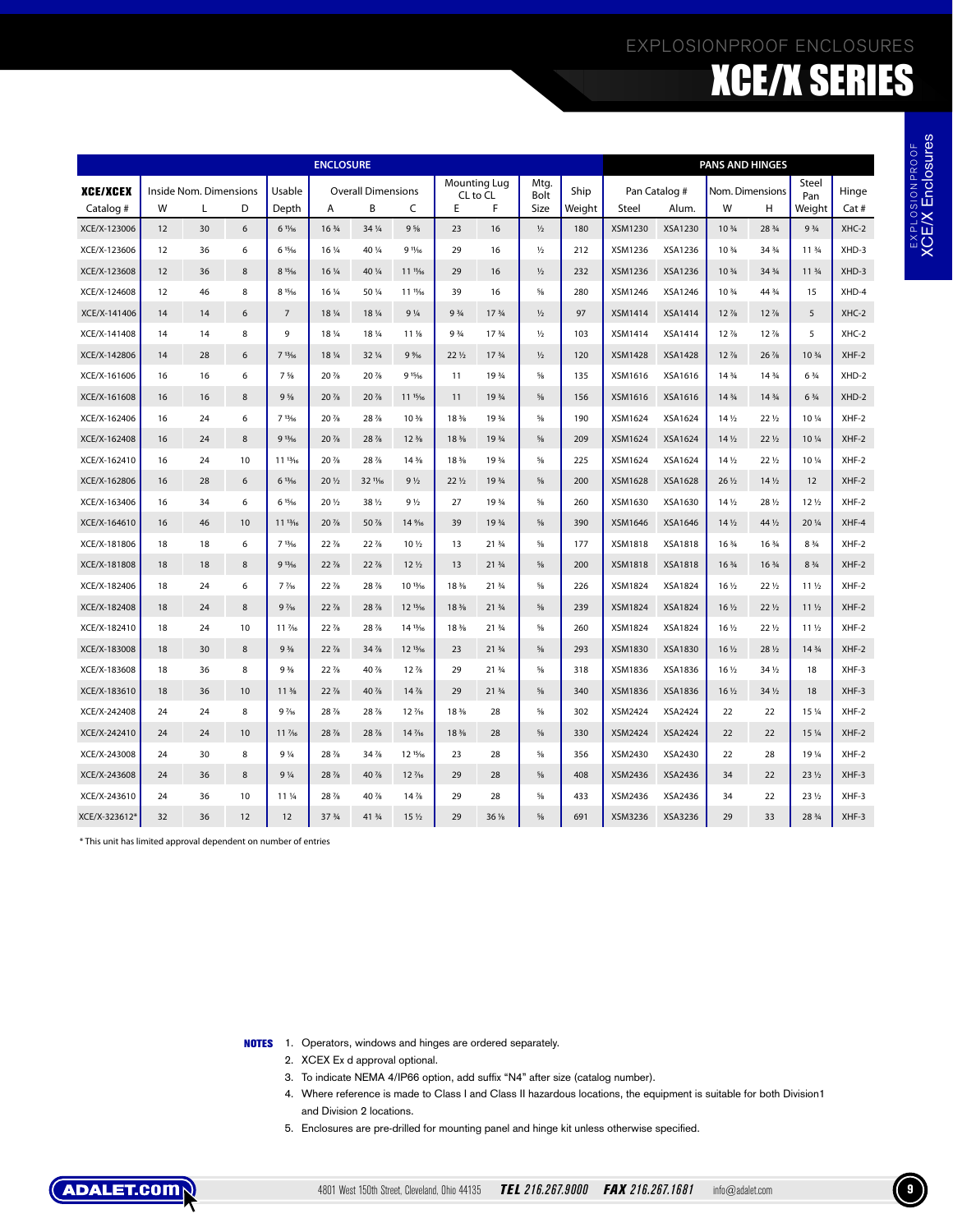# EXPLOSIONPROOF ENCLOSURES

# XCE/X SERIES

| ENCLOSURE | | | | | | | | | | | | | PANS AND HINGES | | | | | |
|---|---|---|---|---|---|---|---|---|---|---|---|---|---|---|---|---|---|---|
| XCE/XCEX | Inside Nom. Dimensions | | | Usable | Overall Dimensions | | | Mounting Lug CL to CL | | Mtg. Bolt | Ship | | Pan Catalog # | | Nom. Dimensions | | Steel Pan | Hinge |
| Catalog # | W | L | D | Depth | A | B | C | E | F | Size | Weight | | Steel | Alum. | W | H | Weight | Cat # |
| XCE/X-123006 | 12 | 30 | 6 | 6 13⁄16 | 16 3⁄4 | 34 1⁄4 | 9 5⁄8 | 23 | 16 | 1⁄2 | 180 | | XSM1230 | XSA1230 | 10 3⁄4 | 28 3⁄4 | 9 3⁄4 | XHC-2 |
| XCE/X-123606 | 12 | 36 | 6 | 6 13⁄16 | 16 1⁄4 | 40 1⁄4 | 9 11⁄16 | 29 | 16 | 1⁄2 | 212 | | XSM1236 | XSA1236 | 10 3⁄4 | 34 3⁄4 | 11 3⁄4 | XHD-3 |
| XCE/X-123608 | 12 | 36 | 8 | 8 13⁄16 | 16 1⁄4 | 40 1⁄4 | 11 11⁄16 | 29 | 16 | 1⁄2 | 232 | | XSM1236 | XSA1236 | 10 3⁄4 | 34 3⁄4 | 11 3⁄4 | XHD-3 |
| XCE/X-124608 | 12 | 46 | 8 | 8 13⁄16 | 16 1⁄4 | 50 1⁄4 | 11 11⁄16 | 39 | 16 | 5⁄8 | 280 | | XSM1246 | XSA1246 | 10 3⁄4 | 44 3⁄4 | 15 | XHD-4 |
| XCE/X-141406 | 14 | 14 | 6 | 7 | 18 1⁄4 | 18 1⁄4 | 9 1⁄4 | 9 3⁄4 | 17 3⁄4 | 1⁄2 | 97 | | XSM1414 | XSA1414 | 12 7⁄8 | 12 7⁄8 | 5 | XHC-2 |
| XCE/X-141408 | 14 | 14 | 8 | 9 | 18 1⁄4 | 18 1⁄4 | 11 1⁄8 | 9 3⁄4 | 17 3⁄4 | 1⁄2 | 103 | | XSM1414 | XSA1414 | 12 7⁄8 | 12 7⁄8 | 5 | XHC-2 |
| XCE/X-142806 | 14 | 28 | 6 | 7 13⁄16 | 18 1⁄4 | 32 1⁄4 | 9 9⁄16 | 22 1⁄2 | 17 3⁄4 | 1⁄2 | 120 | | XSM1428 | XSA1428 | 12 7⁄8 | 26 7⁄8 | 10 3⁄4 | XHF-2 |
| XCE/X-161606 | 16 | 16 | 6 | 7 5⁄8 | 20 7⁄8 | 20 7⁄8 | 9 15⁄16 | 11 | 19 3⁄4 | 5⁄8 | 135 | | XSM1616 | XSA1616 | 14 3⁄4 | 14 3⁄4 | 6 3⁄4 | XHD-2 |
| XCE/X-161608 | 16 | 16 | 8 | 9 5⁄8 | 20 7⁄8 | 20 7⁄8 | 11 15⁄16 | 11 | 19 3⁄4 | 5⁄8 | 156 | | XSM1616 | XSA1616 | 14 3⁄4 | 14 3⁄4 | 6 3⁄4 | XHD-2 |
| XCE/X-162406 | 16 | 24 | 6 | 7 13⁄16 | 20 7⁄8 | 28 7⁄8 | 10 3⁄8 | 18 3⁄8 | 19 3⁄4 | 5⁄8 | 190 | | XSM1624 | XSA1624 | 14 1⁄2 | 22 1⁄2 | 10 1⁄4 | XHF-2 |
| XCE/X-162408 | 16 | 24 | 8 | 9 13⁄16 | 20 7⁄8 | 28 7⁄8 | 12 3⁄8 | 18 3⁄8 | 19 3⁄4 | 5⁄8 | 209 | | XSM1624 | XSA1624 | 14 1⁄2 | 22 1⁄2 | 10 1⁄4 | XHF-2 |
| XCE/X-162410 | 16 | 24 | 10 | 11 13⁄16 | 20 7⁄8 | 28 7⁄8 | 14 3⁄8 | 18 3⁄8 | 19 3⁄4 | 5⁄8 | 225 | | XSM1624 | XSA1624 | 14 1⁄2 | 22 1⁄2 | 10 1⁄4 | XHF-2 |
| XCE/X-162806 | 16 | 28 | 6 | 6 13⁄16 | 20 1⁄2 | 32 11⁄16 | 9 1⁄2 | 22 1⁄2 | 19 3⁄4 | 5⁄8 | 200 | | XSM1628 | XSA1628 | 26 1⁄2 | 14 1⁄2 | 12 | XHF-2 |
| XCE/X-163406 | 16 | 34 | 6 | 6 13⁄16 | 20 1⁄2 | 38 1⁄2 | 9 1⁄2 | 27 | 19 3⁄4 | 5⁄8 | 260 | | XSM1630 | XSA1630 | 14 1⁄2 | 28 1⁄2 | 12 1⁄2 | XHF-2 |
| XCE/X-164610 | 16 | 46 | 10 | 11 13⁄16 | 20 7⁄8 | 50 7⁄8 | 14 9⁄16 | 39 | 19 3⁄4 | 5⁄8 | 390 | | XSM1646 | XSA1646 | 14 1⁄2 | 44 1⁄2 | 20 1⁄4 | XHF-4 |
| XCE/X-181806 | 18 | 18 | 6 | 7 13⁄16 | 22 7⁄8 | 22 7⁄8 | 10 1⁄2 | 13 | 21 3⁄4 | 5⁄8 | 177 | | XSM1818 | XSA1818 | 16 3⁄4 | 16 3⁄4 | 8 3⁄4 | XHF-2 |
| XCE/X-181808 | 18 | 18 | 8 | 9 13⁄16 | 22 7⁄8 | 22 7⁄8 | 12 1⁄2 | 13 | 21 3⁄4 | 5⁄8 | 200 | | XSM1818 | XSA1818 | 16 3⁄4 | 16 3⁄4 | 8 3⁄4 | XHF-2 |
| XCE/X-182406 | 18 | 24 | 6 | 7 7⁄16 | 22 7⁄8 | 28 7⁄8 | 10 13⁄16 | 18 3⁄8 | 21 3⁄4 | 5⁄8 | 226 | | XSM1824 | XSA1824 | 16 1⁄2 | 22 1⁄2 | 11 1⁄2 | XHF-2 |
| XCE/X-182408 | 18 | 24 | 8 | 9 7⁄16 | 22 7⁄8 | 28 7⁄8 | 12 13⁄16 | 18 3⁄8 | 21 3⁄4 | 5⁄8 | 239 | | XSM1824 | XSA1824 | 16 1⁄2 | 22 1⁄2 | 11 1⁄2 | XHF-2 |
| XCE/X-182410 | 18 | 24 | 10 | 11 7⁄16 | 22 7⁄8 | 28 7⁄8 | 14 13⁄16 | 18 3⁄8 | 21 3⁄4 | 5⁄8 | 260 | | XSM1824 | XSA1824 | 16 1⁄2 | 22 1⁄2 | 11 1⁄2 | XHF-2 |
| XCE/X-183008 | 18 | 30 | 8 | 9 3⁄8 | 22 7⁄8 | 34 7⁄8 | 12 13⁄16 | 23 | 21 3⁄4 | 5⁄8 | 293 | | XSM1830 | XSA1830 | 16 1⁄2 | 28 1⁄2 | 14 3⁄4 | XHF-2 |
| XCE/X-183608 | 18 | 36 | 8 | 9 3⁄8 | 22 7⁄8 | 40 7⁄8 | 12 7⁄8 | 29 | 21 3⁄4 | 5⁄8 | 318 | | XSM1836 | XSA1836 | 16 1⁄2 | 34 1⁄2 | 18 | XHF-3 |
| XCE/X-183610 | 18 | 36 | 10 | 11 3⁄8 | 22 7⁄8 | 40 7⁄8 | 14 7⁄8 | 29 | 21 3⁄4 | 5⁄8 | 340 | | XSM1836 | XSA1836 | 16 1⁄2 | 34 1⁄2 | 18 | XHF-3 |
| XCE/X-242408 | 24 | 24 | 8 | 9 7⁄16 | 28 7⁄8 | 28 7⁄8 | 12 7⁄16 | 18 3⁄8 | 28 | 5⁄8 | 302 | | XSM2424 | XSA2424 | 22 | 22 | 15 1⁄4 | XHF-2 |
| XCE/X-242410 | 24 | 24 | 10 | 11 7⁄16 | 28 7⁄8 | 28 7⁄8 | 14 7⁄16 | 18 3⁄8 | 28 | 5⁄8 | 330 | | XSM2424 | XSA2424 | 22 | 22 | 15 1⁄4 | XHF-2 |
| XCE/X-243008 | 24 | 30 | 8 | 9 1⁄4 | 28 7⁄8 | 34 7⁄8 | 12 15⁄16 | 23 | 28 | 5⁄8 | 356 | | XSM2430 | XSA2430 | 22 | 28 | 19 1⁄4 | XHF-2 |
| XCE/X-243608 | 24 | 36 | 8 | 9 1⁄4 | 28 7⁄8 | 40 7⁄8 | 12 7⁄16 | 29 | 28 | 5⁄8 | 408 | | XSM2436 | XSA2436 | 34 | 22 | 23 1⁄2 | XHF-3 |
| XCE/X-243610 | 24 | 36 | 10 | 11 1⁄4 | 28 7⁄8 | 40 7⁄8 | 14 7⁄8 | 29 | 28 | 5⁄8 | 433 | | XSM2436 | XSA2436 | 34 | 22 | 23 1⁄2 | XHF-3 |
| XCE/X-323612* | 32 | 36 | 12 | 12 | 37 3⁄4 | 41 3⁄4 | 15 1⁄2 | 29 | 36 1⁄8 | 5⁄8 | 691 | | XSM3236 | XSA3236 | 29 | 33 | 28 3⁄4 | XHF-3 |

\* This unit has limited approval dependent on number of entries

**NOTES**

1. Operators, windows and hinges are ordered separately.
2. XCEX Ex d approval optional.
3. To indicate NEMA 4/IP66 option, add suffix "N4" after size (catalog number).
4. Where reference is made to Class I and Class II hazardous locations, the equipment is suitable for both Division1 and Division 2 locations.
5. Enclosures are pre-drilled for mounting panel and hinge kit unless otherwise specified.

ADALET.COM 4801 West 150th Street, Cleveland, Ohio 44135 **TEL** 216.267.9000 **FAX** 216.267.1681 info@adalet.com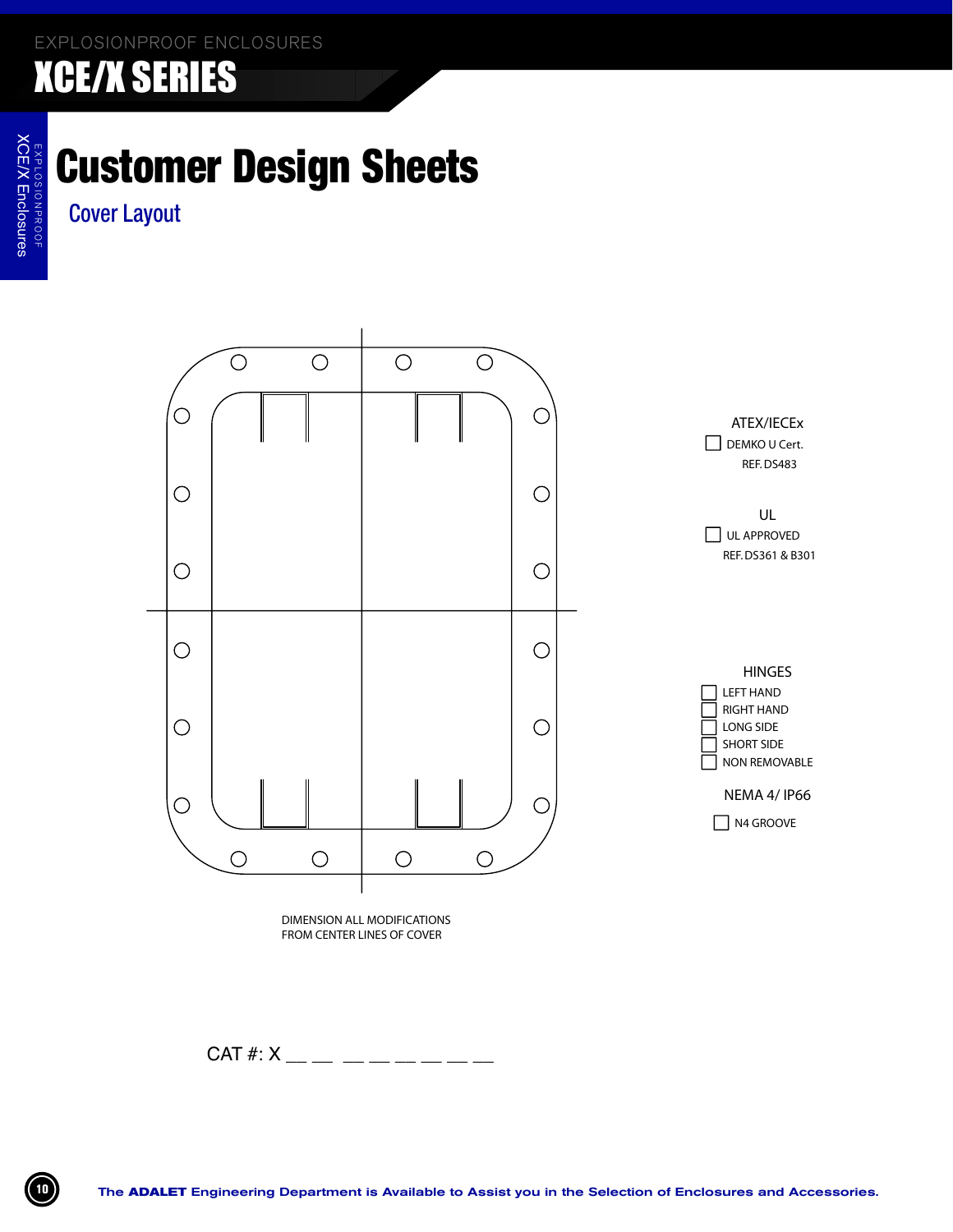# Customer Design Sheets

## Cover Layout

DIMENSION ALL MODIFICATIONS
FROM CENTER LINES OF COVER

**ATEX/IECEx**

- ☐ DEMKO U Cert. REF. DS483

**UL**

- ☐ UL APPROVED REF. DS361 & B301

**HINGES**

- ☐ LEFT HAND
- ☐ RIGHT HAND
- ☐ LONG SIDE
- ☐ SHORT SIDE
- ☐ NON REMOVABLE

**NEMA 4/ IP66**

- ☐ N4 GROOVE

CAT #: X __ __ __ __ __ __ __ __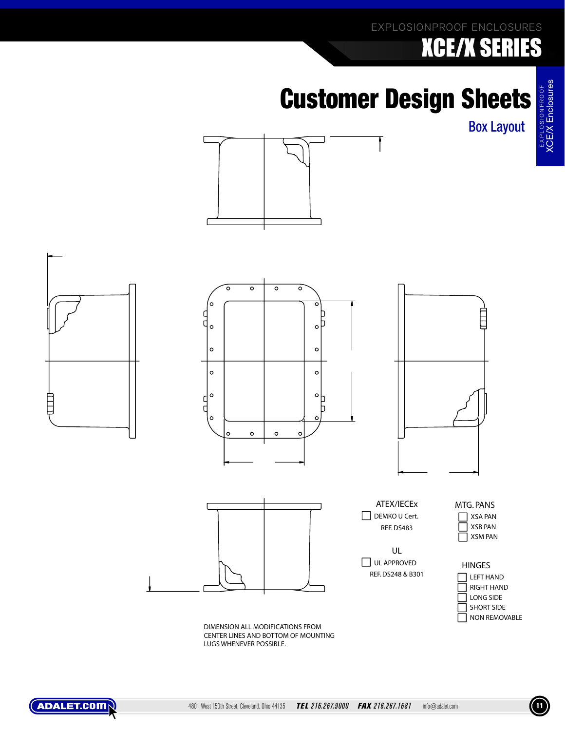# Customer Design Sheets

## Box Layout

ATEX/IECEx

- [ ] DEMKO U Cert.
  REF. DS483

UL

- [ ] UL APPROVED
  REF. DS248 & B301

MTG. PANS

- [ ] XSA PAN
- [ ] XSB PAN
- [ ] XSM PAN

HINGES

- [ ] LEFT HAND
- [ ] RIGHT HAND
- [ ] LONG SIDE
- [ ] SHORT SIDE
- [ ] NON REMOVABLE

DIMENSION ALL MODIFICATIONS FROM CENTER LINES AND BOTTOM OF MOUNTING LUGS WHENEVER POSSIBLE.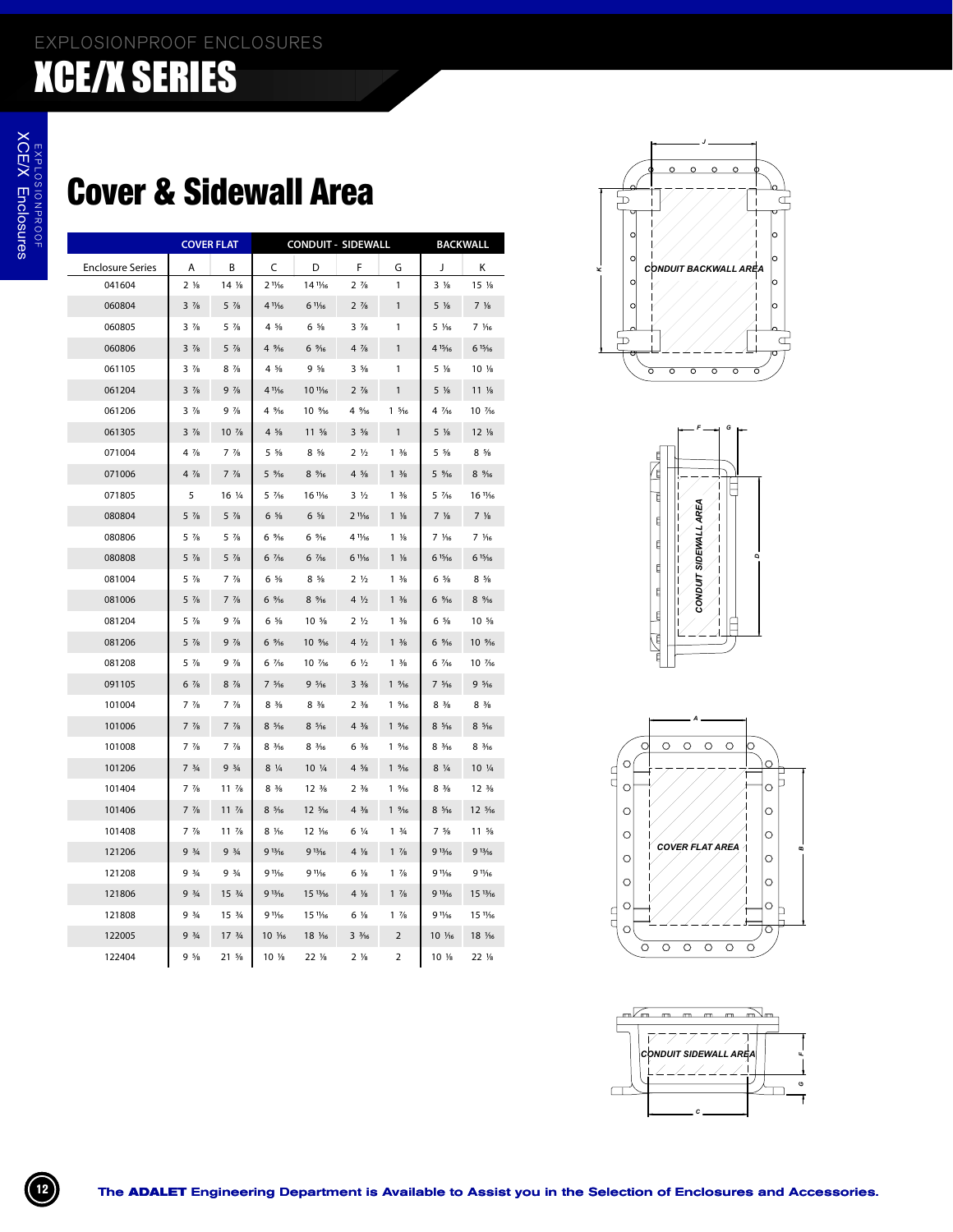EXPLOSIONPROOF ENCLOSURES

# XCE/X SERIES

## Cover & Sidewall Area

| | COVER FLAT | | CONDUIT - SIDEWALL | | | | BACKWALL | |
|---|---|---|---|---|---|---|---|---|
| Enclosure Series | A | B | C | D | F | G | J | K |
| 041604 | 2 ⅛ | 14 ⅛ | 2 11/16 | 14 11/16 | 2 ⅞ | 1 | 3 ⅛ | 15 ⅛ |
| 060804 | 3 ⅞ | 5 ⅞ | 4 11/16 | 6 11/16 | 2 ⅞ | 1 | 5 ⅛ | 7 ⅛ |
| 060805 | 3 ⅞ | 5 ⅞ | 4 ⅝ | 6 ⅝ | 3 ⅞ | 1 | 5 1/16 | 7 1/16 |
| 060806 | 3 ⅞ | 5 ⅞ | 4 9/16 | 6 9/16 | 4 ⅞ | 1 | 4 15/16 | 6 15/16 |
| 061105 | 3 ⅞ | 8 ⅞ | 4 ⅝ | 9 ⅝ | 3 ⅝ | 1 | 5 ⅛ | 10 ⅛ |
| 061204 | 3 ⅞ | 9 ⅞ | 4 11/16 | 10 11/16 | 2 ⅞ | 1 | 5 ⅛ | 11 ⅛ |
| 061206 | 3 ⅞ | 9 ⅞ | 4 9/16 | 10 9/16 | 4 9/16 | 1 5/16 | 4 7/16 | 10 7/16 |
| 061305 | 3 ⅞ | 10 ⅞ | 4 ⅝ | 11 ⅝ | 3 ⅝ | 1 | 5 ⅛ | 12 ⅛ |
| 071004 | 4 ⅞ | 7 ⅞ | 5 ⅝ | 8 ⅝ | 2 ½ | 1 ⅜ | 5 ⅝ | 8 ⅝ |
| 071006 | 4 ⅞ | 7 ⅞ | 5 9/16 | 8 9/16 | 4 ⅝ | 1 ⅜ | 5 9/16 | 8 9/16 |
| 071805 | 5 | 16 ¼ | 5 7/16 | 16 11/16 | 3 ½ | 1 ⅜ | 5 7/16 | 16 11/16 |
| 080804 | 5 ⅞ | 5 ⅞ | 6 ⅝ | 6 ⅝ | 2 11/16 | 1 ⅛ | 7 ⅛ | 7 ⅛ |
| 080806 | 5 ⅞ | 5 ⅞ | 6 9/16 | 6 9/16 | 4 11/16 | 1 ⅛ | 7 1/16 | 7 1/16 |
| 080808 | 5 ⅞ | 5 ⅞ | 6 7/16 | 6 7/16 | 6 11/16 | 1 ⅛ | 6 15/16 | 6 15/16 |
| 081004 | 5 ⅞ | 7 ⅞ | 6 ⅝ | 8 ⅝ | 2 ½ | 1 ⅜ | 6 ⅝ | 8 ⅝ |
| 081006 | 5 ⅞ | 7 ⅞ | 6 9/16 | 8 9/16 | 4 ½ | 1 ⅜ | 6 9/16 | 8 9/16 |
| 081204 | 5 ⅞ | 9 ⅞ | 6 ⅝ | 10 ⅝ | 2 ½ | 1 ⅜ | 6 ⅝ | 10 ⅝ |
| 081206 | 5 ⅞ | 9 ⅞ | 6 9/16 | 10 9/16 | 4 ½ | 1 ⅜ | 6 9/16 | 10 9/16 |
| 081208 | 5 ⅞ | 9 ⅞ | 6 7/16 | 10 7/16 | 6 ½ | 1 ⅜ | 6 7/16 | 10 7/16 |
| 091105 | 6 ⅞ | 8 ⅞ | 7 5/16 | 9 5/16 | 3 ⅜ | 1 9/16 | 7 5/16 | 9 5/16 |
| 101004 | 7 ⅞ | 7 ⅞ | 8 ⅜ | 8 ⅜ | 2 ⅜ | 1 9/16 | 8 ⅜ | 8 ⅜ |
| 101006 | 7 ⅞ | 7 ⅞ | 8 5/16 | 8 5/16 | 4 ⅜ | 1 9/16 | 8 5/16 | 8 5/16 |
| 101008 | 7 ⅞ | 7 ⅞ | 8 3/16 | 8 3/16 | 6 ⅜ | 1 9/16 | 8 3/16 | 8 3/16 |
| 101206 | 7 ¾ | 9 ¾ | 8 ¼ | 10 ¼ | 4 ⅝ | 1 9/16 | 8 ¼ | 10 ¼ |
| 101404 | 7 ⅞ | 11 ⅞ | 8 ⅜ | 12 ⅜ | 2 ⅜ | 1 9/16 | 8 ⅜ | 12 ⅜ |
| 101406 | 7 ⅞ | 11 ⅞ | 8 5/16 | 12 5/16 | 4 ⅜ | 1 9/16 | 8 5/16 | 12 5/16 |
| 101408 | 7 ⅞ | 11 ⅞ | 8 1/16 | 12 1/16 | 6 ¼ | 1 ¾ | 7 ⅝ | 11 ⅝ |
| 121206 | 9 ¾ | 9 ¾ | 9 13/16 | 9 13/16 | 4 ⅛ | 1 ⅞ | 9 13/16 | 9 13/16 |
| 121208 | 9 ¾ | 9 ¾ | 9 11/16 | 9 11/16 | 6 ⅛ | 1 ⅞ | 9 11/16 | 9 11/16 |
| 121806 | 9 ¾ | 15 ¾ | 9 13/16 | 15 13/16 | 4 ⅛ | 1 ⅞ | 9 13/16 | 15 13/16 |
| 121808 | 9 ¾ | 15 ¾ | 9 11/16 | 15 11/16 | 6 ⅛ | 1 ⅞ | 9 11/16 | 15 11/16 |
| 122005 | 9 ¾ | 17 ¾ | 10 1/16 | 18 1/16 | 3 3/16 | 2 | 10 1/16 | 18 1/16 |
| 122404 | 9 ⅝ | 21 ⅝ | 10 ⅛ | 22 ⅛ | 2 ⅛ | 2 | 10 ⅛ | 22 ⅛ |

CONDUIT BACKWALL AREA

CONDUIT SIDEWALL AREA

COVER FLAT AREA

CONDUIT SIDEWALL AREA

**The ADALET Engineering Department is Available to Assist you in the Selection of Enclosures and Accessories.**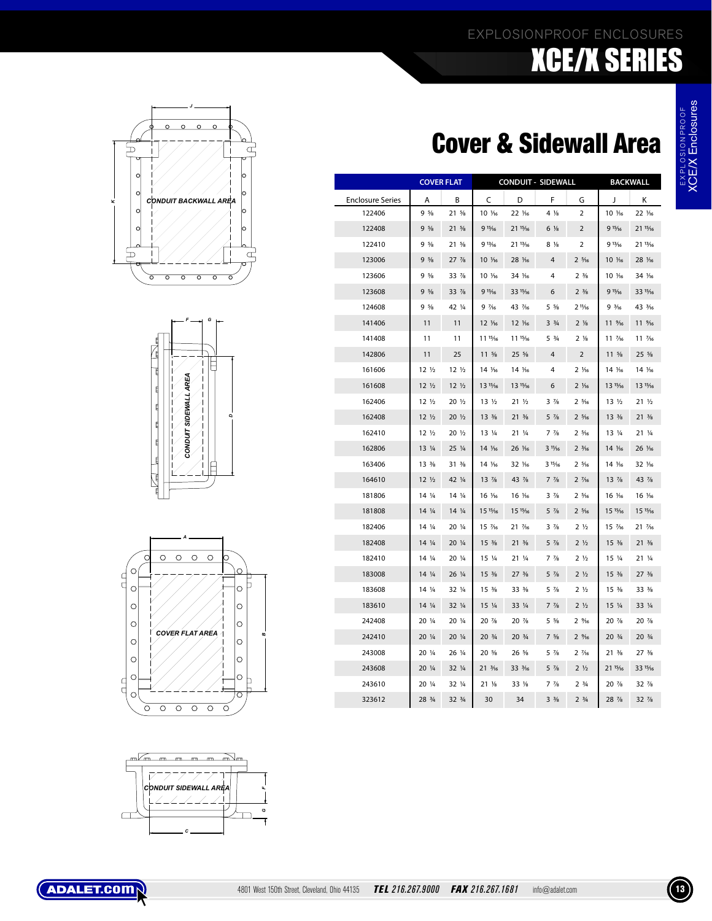# Cover & Sidewall Area

| | COVER FLAT | | CONDUIT - SIDEWALL | | | | BACKWALL | |
|---|---|---|---|---|---|---|---|---|
| Enclosure Series | A | B | C | D | F | G | J | K |
| 122406 | 9 ⅝ | 21 ⅝ | 10 1⁄16 | 22 1⁄16 | 4 ⅛ | 2 | 10 1⁄16 | 22 1⁄16 |
| 122408 | 9 ⅝ | 21 ⅝ | 9 15⁄16 | 21 15⁄16 | 6 ⅛ | 2 | 9 15⁄16 | 21 15⁄16 |
| 122410 | 9 ⅝ | 21 ⅝ | 9 13⁄16 | 21 13⁄16 | 8 ⅛ | 2 | 9 13⁄16 | 21 13⁄16 |
| 123006 | 9 ⅝ | 27 ⅞ | 10 1⁄16 | 28 1⁄16 | 4 | 2 5⁄16 | 10 1⁄16 | 28 1⁄16 |
| 123606 | 9 ⅝ | 33 ⅞ | 10 1⁄16 | 34 1⁄16 | 4 | 2 ⅜ | 10 1⁄16 | 34 1⁄16 |
| 123608 | 9 ⅝ | 33 ⅞ | 9 15⁄16 | 33 15⁄16 | 6 | 2 ⅜ | 9 15⁄16 | 33 15⁄16 |
| 124608 | 9 ⅝ | 42 ¼ | 9 7⁄16 | 43 7⁄16 | 5 ⅝ | 2 11⁄16 | 9 3⁄16 | 43 3⁄16 |
| 141406 | 11 | 11 | 12 1⁄16 | 12 1⁄16 | 3 ¾ | 2 ⅛ | 11 9⁄16 | 11 9⁄16 |
| 141408 | 11 | 11 | 11 15⁄16 | 11 15⁄16 | 5 ¾ | 2 ⅛ | 11 7⁄16 | 11 7⁄16 |
| 142806 | 11 | 25 | 11 ⅝ | 25 ⅝ | 4 | 2 | 11 ⅝ | 25 ⅝ |
| 161606 | 12 ½ | 12 ½ | 14 1⁄16 | 14 1⁄16 | 4 | 2 1⁄16 | 14 1⁄16 | 14 1⁄16 |
| 161608 | 12 ½ | 12 ½ | 13 15⁄16 | 13 15⁄16 | 6 | 2 1⁄16 | 13 15⁄16 | 13 15⁄16 |
| 162406 | 12 ½ | 20 ½ | 13 ½ | 21 ½ | 3 ⅞ | 2 5⁄16 | 13 ½ | 21 ½ |
| 162408 | 12 ½ | 20 ½ | 13 ⅜ | 21 ⅜ | 5 ⅞ | 2 5⁄16 | 13 ⅜ | 21 ⅜ |
| 162410 | 12 ½ | 20 ½ | 13 ¼ | 21 ¼ | 7 ⅞ | 2 5⁄16 | 13 ¼ | 21 ¼ |
| 162806 | 13 ¼ | 25 ¼ | 14 1⁄16 | 26 1⁄16 | 3 11⁄16 | 2 3⁄16 | 14 1⁄16 | 26 1⁄16 |
| 163406 | 13 ⅜ | 31 ⅜ | 14 1⁄16 | 32 1⁄16 | 3 15⁄16 | 2 5⁄16 | 14 1⁄16 | 32 1⁄16 |
| 164610 | 12 ½ | 42 ¼ | 13 ⅞ | 43 ⅞ | 7 ⅞ | 2 7⁄16 | 13 ⅞ | 43 ⅞ |
| 181806 | 14 ¼ | 14 ¼ | 16 1⁄16 | 16 1⁄16 | 3 ⅞ | 2 5⁄16 | 16 1⁄16 | 16 1⁄16 |
| 181808 | 14 ¼ | 14 ¼ | 15 15⁄16 | 15 15⁄16 | 5 ⅞ | 2 5⁄16 | 15 15⁄16 | 15 15⁄16 |
| 182406 | 14 ¼ | 20 ¼ | 15 7⁄16 | 21 7⁄16 | 3 ⅞ | 2 ½ | 15 7⁄16 | 21 7⁄16 |
| 182408 | 14 ¼ | 20 ¼ | 15 ⅜ | 21 ⅜ | 5 ⅞ | 2 ½ | 15 ⅜ | 21 ⅜ |
| 182410 | 14 ¼ | 20 ¼ | 15 ¼ | 21 ¼ | 7 ⅞ | 2 ½ | 15 ¼ | 21 ¼ |
| 183008 | 14 ¼ | 26 ¼ | 15 ⅜ | 27 ⅜ | 5 ⅞ | 2 ½ | 15 ⅜ | 27 ⅜ |
| 183608 | 14 ¼ | 32 ¼ | 15 ⅜ | 33 ⅜ | 5 ⅞ | 2 ½ | 15 ⅜ | 33 ⅜ |
| 183610 | 14 ¼ | 32 ¼ | 15 ¼ | 33 ¼ | 7 ⅞ | 2 ½ | 15 ¼ | 33 ¼ |
| 242408 | 20 ¼ | 20 ¼ | 20 ⅞ | 20 ⅞ | 5 ⅝ | 2 9⁄16 | 20 ⅞ | 20 ⅞ |
| 242410 | 20 ¼ | 20 ¼ | 20 ¾ | 20 ¾ | 7 ⅝ | 2 9⁄16 | 20 ¾ | 20 ¾ |
| 243008 | 20 ¼ | 26 ¼ | 20 ⅝ | 26 ⅝ | 5 ⅞ | 2 7⁄16 | 21 ⅜ | 27 ⅜ |
| 243608 | 20 ¼ | 32 ¼ | 21 15⁄16 | 33 15⁄16 | 5 ⅞ | 2 ½ | 21 15⁄16 | 33 15⁄16 |
| 243610 | 20 ¼ | 32 ¼ | 21 ⅛ | 33 ⅛ | 7 ⅞ | 2 ¾ | 20 ⅞ | 32 ⅞ |
| 323612 | 28 ¾ | 32 ¾ | 30 | 34 | 3 ⅜ | 2 ¾ | 28 ⅞ | 32 ⅞ |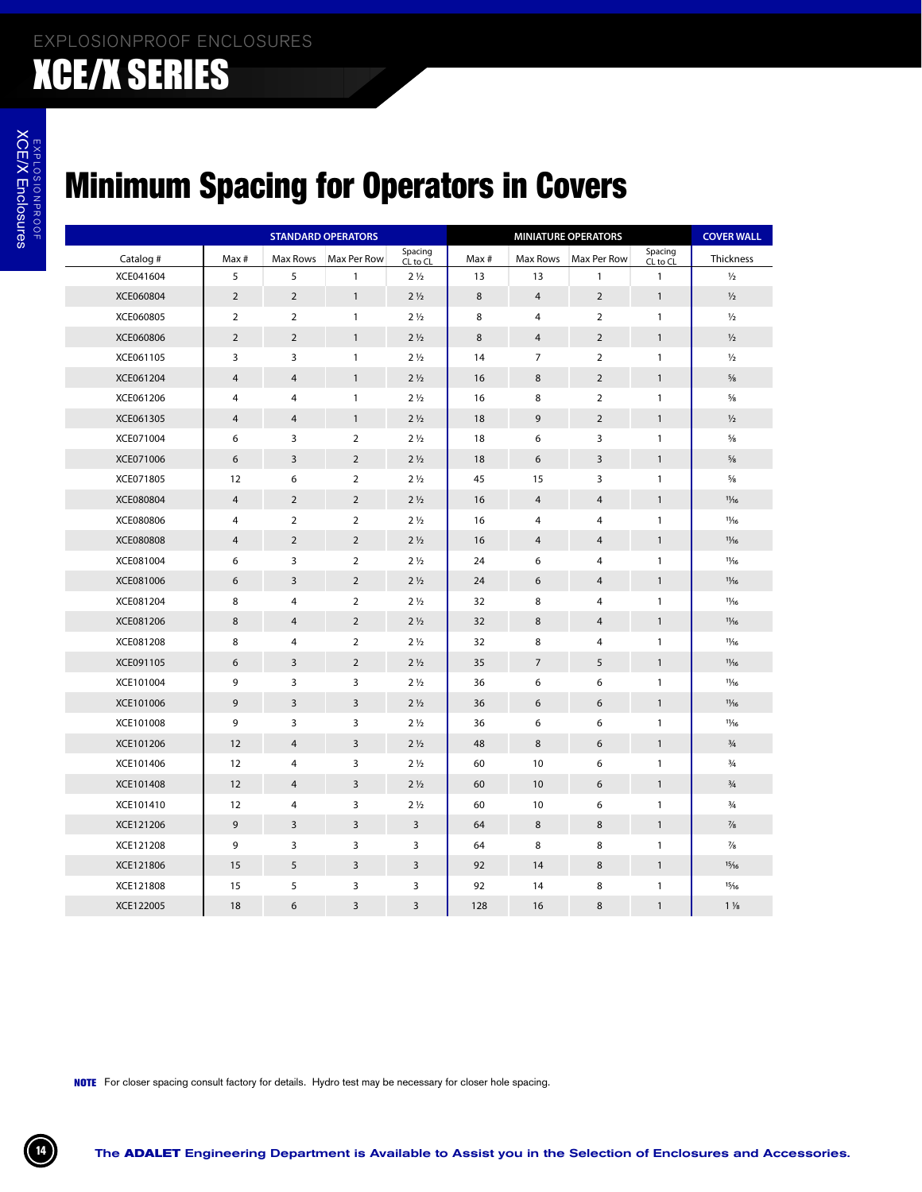# Minimum Spacing for Operators in Covers

| | STANDARD OPERATORS | | | | MINIATURE OPERATORS | | | | COVER WALL |
|---|---|---|---|---|---|---|---|---|---|
| Catalog # | Max # | Max Rows | Max Per Row | Spacing CL to CL | Max # | Max Rows | Max Per Row | Spacing CL to CL | Thickness |
| XCE041604 | 5 | 5 | 1 | 2 ½ | 13 | 13 | 1 | 1 | ½ |
| XCE060804 | 2 | 2 | 1 | 2 ½ | 8 | 4 | 2 | 1 | ½ |
| XCE060805 | 2 | 2 | 1 | 2 ½ | 8 | 4 | 2 | 1 | ½ |
| XCE060806 | 2 | 2 | 1 | 2 ½ | 8 | 4 | 2 | 1 | ½ |
| XCE061105 | 3 | 3 | 1 | 2 ½ | 14 | 7 | 2 | 1 | ½ |
| XCE061204 | 4 | 4 | 1 | 2 ½ | 16 | 8 | 2 | 1 | ⅝ |
| XCE061206 | 4 | 4 | 1 | 2 ½ | 16 | 8 | 2 | 1 | ⅝ |
| XCE061305 | 4 | 4 | 1 | 2 ½ | 18 | 9 | 2 | 1 | ½ |
| XCE071004 | 6 | 3 | 2 | 2 ½ | 18 | 6 | 3 | 1 | ⅝ |
| XCE071006 | 6 | 3 | 2 | 2 ½ | 18 | 6 | 3 | 1 | ⅝ |
| XCE071805 | 12 | 6 | 2 | 2 ½ | 45 | 15 | 3 | 1 | ⅝ |
| XCE080804 | 4 | 2 | 2 | 2 ½ | 16 | 4 | 4 | 1 | 11⁄16 |
| XCE080806 | 4 | 2 | 2 | 2 ½ | 16 | 4 | 4 | 1 | 11⁄16 |
| XCE080808 | 4 | 2 | 2 | 2 ½ | 16 | 4 | 4 | 1 | 11⁄16 |
| XCE081004 | 6 | 3 | 2 | 2 ½ | 24 | 6 | 4 | 1 | 11⁄16 |
| XCE081006 | 6 | 3 | 2 | 2 ½ | 24 | 6 | 4 | 1 | 11⁄16 |
| XCE081204 | 8 | 4 | 2 | 2 ½ | 32 | 8 | 4 | 1 | 11⁄16 |
| XCE081206 | 8 | 4 | 2 | 2 ½ | 32 | 8 | 4 | 1 | 11⁄16 |
| XCE081208 | 8 | 4 | 2 | 2 ½ | 32 | 8 | 4 | 1 | 11⁄16 |
| XCE091105 | 6 | 3 | 2 | 2 ½ | 35 | 7 | 5 | 1 | 11⁄16 |
| XCE101004 | 9 | 3 | 3 | 2 ½ | 36 | 6 | 6 | 1 | 11⁄16 |
| XCE101006 | 9 | 3 | 3 | 2 ½ | 36 | 6 | 6 | 1 | 11⁄16 |
| XCE101008 | 9 | 3 | 3 | 2 ½ | 36 | 6 | 6 | 1 | 11⁄16 |
| XCE101206 | 12 | 4 | 3 | 2 ½ | 48 | 8 | 6 | 1 | ¾ |
| XCE101406 | 12 | 4 | 3 | 2 ½ | 60 | 10 | 6 | 1 | ¾ |
| XCE101408 | 12 | 4 | 3 | 2 ½ | 60 | 10 | 6 | 1 | ¾ |
| XCE101410 | 12 | 4 | 3 | 2 ½ | 60 | 10 | 6 | 1 | ¾ |
| XCE121206 | 9 | 3 | 3 | 3 | 64 | 8 | 8 | 1 | ⅞ |
| XCE121208 | 9 | 3 | 3 | 3 | 64 | 8 | 8 | 1 | ⅞ |
| XCE121806 | 15 | 5 | 3 | 3 | 92 | 14 | 8 | 1 | 15⁄16 |
| XCE121808 | 15 | 5 | 3 | 3 | 92 | 14 | 8 | 1 | 15⁄16 |
| XCE122005 | 18 | 6 | 3 | 3 | 128 | 16 | 8 | 1 | 1 ⅛ |

**NOTE** For closer spacing consult factory for details. Hydro test may be necessary for closer hole spacing.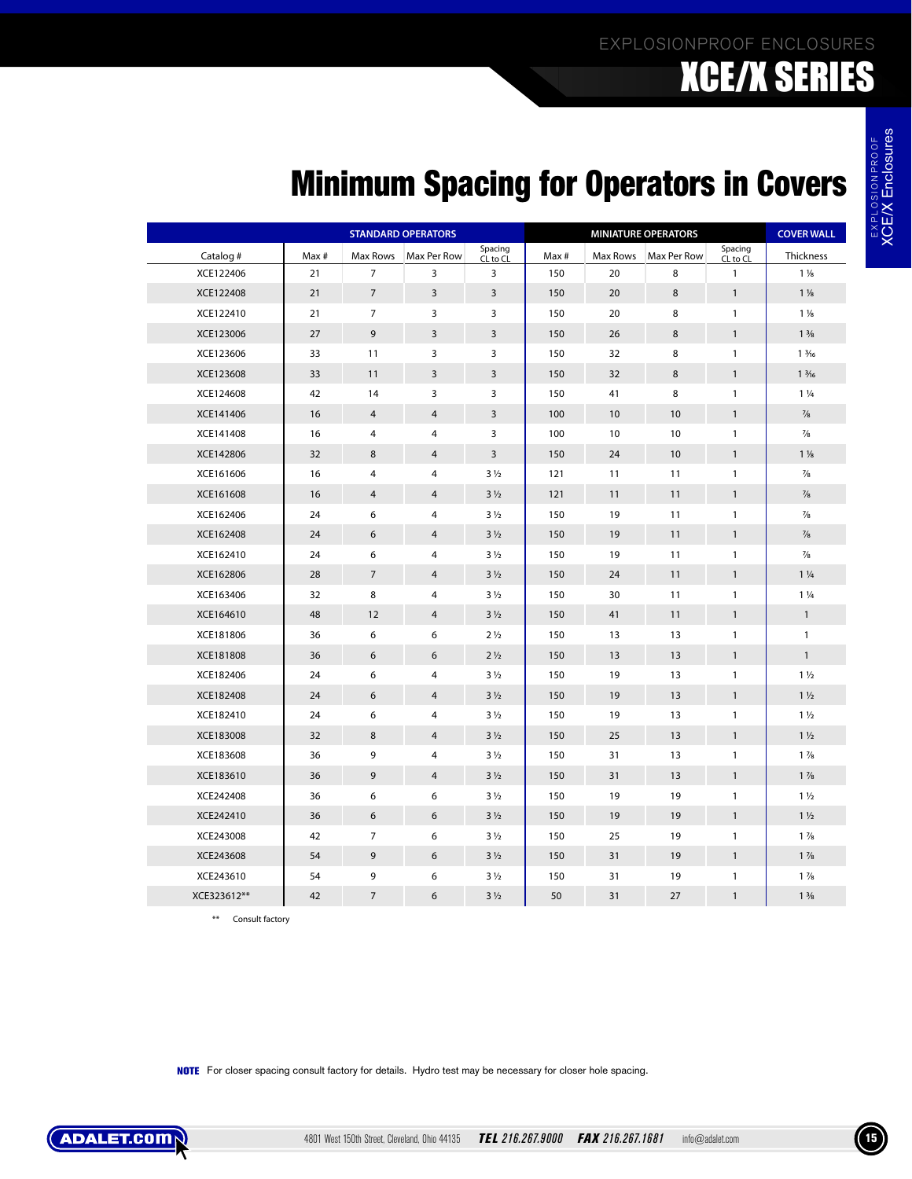# Minimum Spacing for Operators in Covers

| | STANDARD OPERATORS | | | | MINIATURE OPERATORS | | | | COVER WALL |
|---|---|---|---|---|---|---|---|---|---|
| Catalog # | Max # | Max Rows | Max Per Row | Spacing CL to CL | Max # | Max Rows | Max Per Row | Spacing CL to CL | Thickness |
| XCE122406 | 21 | 7 | 3 | 3 | 150 | 20 | 8 | 1 | 1 ⅛ |
| XCE122408 | 21 | 7 | 3 | 3 | 150 | 20 | 8 | 1 | 1 ⅛ |
| XCE122410 | 21 | 7 | 3 | 3 | 150 | 20 | 8 | 1 | 1 ⅛ |
| XCE123006 | 27 | 9 | 3 | 3 | 150 | 26 | 8 | 1 | 1 ⅜ |
| XCE123606 | 33 | 11 | 3 | 3 | 150 | 32 | 8 | 1 | 1 3⁄16 |
| XCE123608 | 33 | 11 | 3 | 3 | 150 | 32 | 8 | 1 | 1 3⁄16 |
| XCE124608 | 42 | 14 | 3 | 3 | 150 | 41 | 8 | 1 | 1 ¼ |
| XCE141406 | 16 | 4 | 4 | 3 | 100 | 10 | 10 | 1 | ⅞ |
| XCE141408 | 16 | 4 | 4 | 3 | 100 | 10 | 10 | 1 | ⅞ |
| XCE142806 | 32 | 8 | 4 | 3 | 150 | 24 | 10 | 1 | 1 ⅛ |
| XCE161606 | 16 | 4 | 4 | 3 ½ | 121 | 11 | 11 | 1 | ⅞ |
| XCE161608 | 16 | 4 | 4 | 3 ½ | 121 | 11 | 11 | 1 | ⅞ |
| XCE162406 | 24 | 6 | 4 | 3 ½ | 150 | 19 | 11 | 1 | ⅞ |
| XCE162408 | 24 | 6 | 4 | 3 ½ | 150 | 19 | 11 | 1 | ⅞ |
| XCE162410 | 24 | 6 | 4 | 3 ½ | 150 | 19 | 11 | 1 | ⅞ |
| XCE162806 | 28 | 7 | 4 | 3 ½ | 150 | 24 | 11 | 1 | 1 ¼ |
| XCE163406 | 32 | 8 | 4 | 3 ½ | 150 | 30 | 11 | 1 | 1 ¼ |
| XCE164610 | 48 | 12 | 4 | 3 ½ | 150 | 41 | 11 | 1 | 1 |
| XCE181806 | 36 | 6 | 6 | 2 ½ | 150 | 13 | 13 | 1 | 1 |
| XCE181808 | 36 | 6 | 6 | 2 ½ | 150 | 13 | 13 | 1 | 1 |
| XCE182406 | 24 | 6 | 4 | 3 ½ | 150 | 19 | 13 | 1 | 1 ½ |
| XCE182408 | 24 | 6 | 4 | 3 ½ | 150 | 19 | 13 | 1 | 1 ½ |
| XCE182410 | 24 | 6 | 4 | 3 ½ | 150 | 19 | 13 | 1 | 1 ½ |
| XCE183008 | 32 | 8 | 4 | 3 ½ | 150 | 25 | 13 | 1 | 1 ½ |
| XCE183608 | 36 | 9 | 4 | 3 ½ | 150 | 31 | 13 | 1 | 1 ⅞ |
| XCE183610 | 36 | 9 | 4 | 3 ½ | 150 | 31 | 13 | 1 | 1 ⅞ |
| XCE242408 | 36 | 6 | 6 | 3 ½ | 150 | 19 | 19 | 1 | 1 ½ |
| XCE242410 | 36 | 6 | 6 | 3 ½ | 150 | 19 | 19 | 1 | 1 ½ |
| XCE243008 | 42 | 7 | 6 | 3 ½ | 150 | 25 | 19 | 1 | 1 ⅞ |
| XCE243608 | 54 | 9 | 6 | 3 ½ | 150 | 31 | 19 | 1 | 1 ⅞ |
| XCE243610 | 54 | 9 | 6 | 3 ½ | 150 | 31 | 19 | 1 | 1 ⅞ |
| XCE323612** | 42 | 7 | 6 | 3 ½ | 50 | 31 | 27 | 1 | 1 ⅜ |

** Consult factory

**NOTE** For closer spacing consult factory for details. Hydro test may be necessary for closer hole spacing.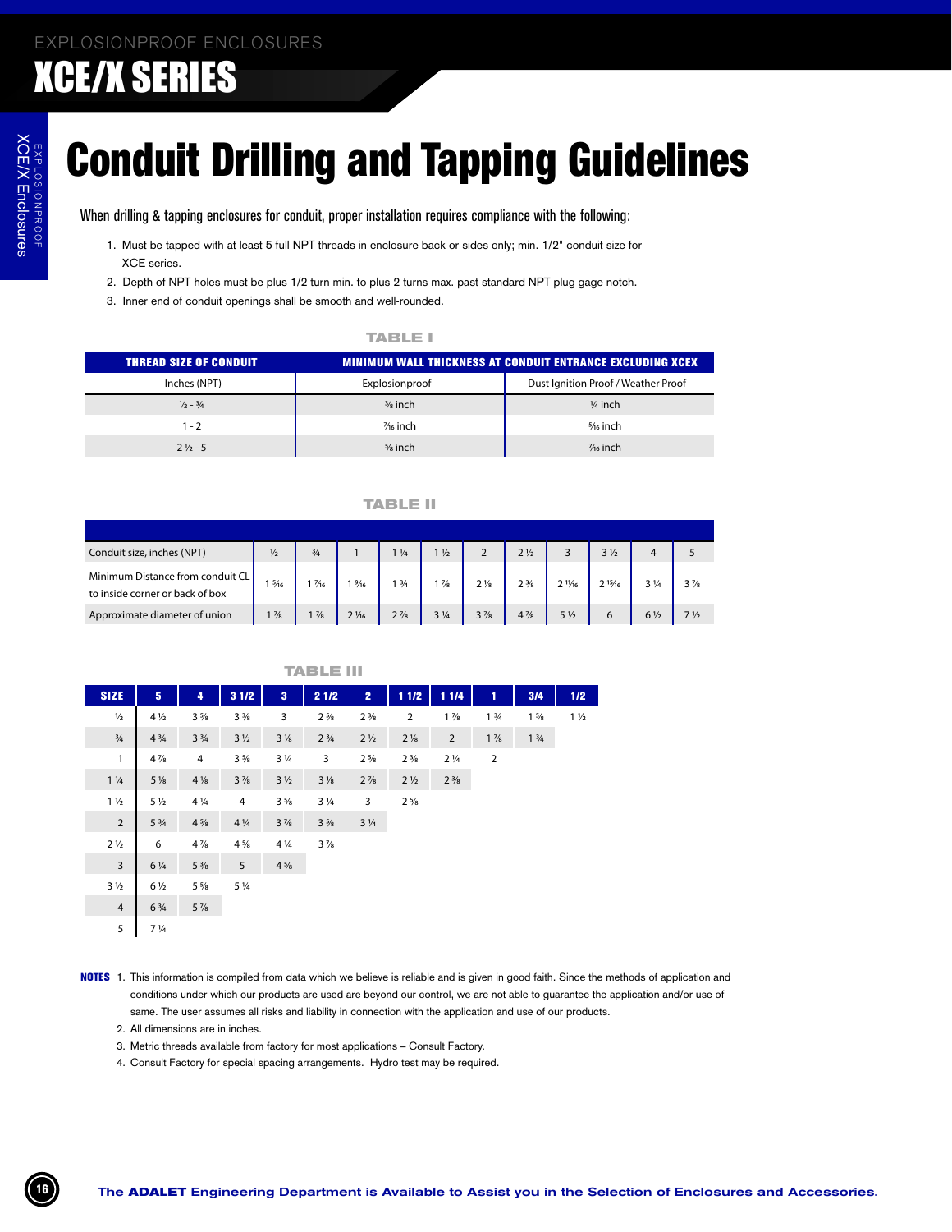# Conduit Drilling and Tapping Guidelines

When drilling & tapping enclosures for conduit, proper installation requires compliance with the following:

1. Must be tapped with at least 5 full NPT threads in enclosure back or sides only; min. 1/2" conduit size for XCE series.
2. Depth of NPT holes must be plus 1/2 turn min. to plus 2 turns max. past standard NPT plug gage notch.
3. Inner end of conduit openings shall be smooth and well-rounded.

**TABLE I**

| THREAD SIZE OF CONDUIT | MINIMUM WALL THICKNESS AT CONDUIT ENTRANCE EXCLUDING XCEX | |
|---|---|---|
| Inches (NPT) | Explosionproof | Dust Ignition Proof / Weather Proof |
| ½ - ¾ | ⅜ inch | ¼ inch |
| 1 - 2 | 7/16 inch | 5/16 inch |
| 2 ½ - 5 | ⅝ inch | 7/16 inch |

**TABLE II**

| Conduit size, inches (NPT) | ½ | ¾ | 1 | 1 ¼ | 1 ½ | 2 | 2 ½ | 3 | 3 ½ | 4 | 5 |
|---|---|---|---|---|---|---|---|---|---|---|---|
| Minimum Distance from conduit CL to inside corner or back of box | 1 5/16 | 1 7/16 | 1 9/16 | 1 ¾ | 1 ⅞ | 2 ⅛ | 2 ⅜ | 2 11/16 | 2 15/16 | 3 ¼ | 3 ⅞ |
| Approximate diameter of union | 1 ⅞ | 1 ⅞ | 2 1/16 | 2 ⅞ | 3 ¼ | 3 ⅞ | 4 ⅞ | 5 ½ | 6 | 6 ½ | 7 ½ |

**TABLE III**

| SIZE | 5 | 4 | 3 1/2 | 3 | 2 1/2 | 2 | 1 1/2 | 1 1/4 | 1 | 3/4 | 1/2 |
|---|---|---|---|---|---|---|---|---|---|---|---|
| ½ | 4 ½ | 3 ⅝ | 3 ⅜ | 3 | 2 ⅝ | 2 ⅜ | 2 | 1 ⅞ | 1 ¾ | 1 ⅝ | 1 ½ |
| ¾ | 4 ¾ | 3 ¾ | 3 ½ | 3 ⅛ | 2 ¾ | 2 ½ | 2 ⅛ | 2 | 1 ⅞ | 1 ¾ | |
| 1 | 4 ⅞ | 4 | 3 ⅝ | 3 ¼ | 3 | 2 ⅝ | 2 ⅜ | 2 ¼ | 2 | | |
| 1 ¼ | 5 ⅛ | 4 ⅛ | 3 ⅞ | 3 ½ | 3 ⅛ | 2 ⅞ | 2 ½ | 2 ⅜ | | | |
| 1 ½ | 5 ½ | 4 ¼ | 4 | 3 ⅝ | 3 ¼ | 3 | 2 ⅝ | | | | |
| 2 | 5 ¾ | 4 ⅝ | 4 ¼ | 3 ⅞ | 3 ⅝ | 3 ¼ | | | | | |
| 2 ½ | 6 | 4 ⅞ | 4 ⅝ | 4 ¼ | 3 ⅞ | | | | | | |
| 3 | 6 ¼ | 5 ⅜ | 5 | 4 ⅝ | | | | | | | |
| 3 ½ | 6 ½ | 5 ⅝ | 5 ¼ | | | | | | | | |
| 4 | 6 ¾ | 5 ⅞ | | | | | | | | | |
| 5 | 7 ¼ | | | | | | | | | | |

**NOTES**
1. This information is compiled from data which we believe is reliable and is given in good faith. Since the methods of application and conditions under which our products are used are beyond our control, we are not able to guarantee the application and/or use of same. The user assumes all risks and liability in connection with the application and use of our products.
2. All dimensions are in inches.
3. Metric threads available from factory for most applications – Consult Factory.
4. Consult Factory for special spacing arrangements. Hydro test may be required.

The **ADALET** Engineering Department is Available to Assist you in the Selection of Enclosures and Accessories.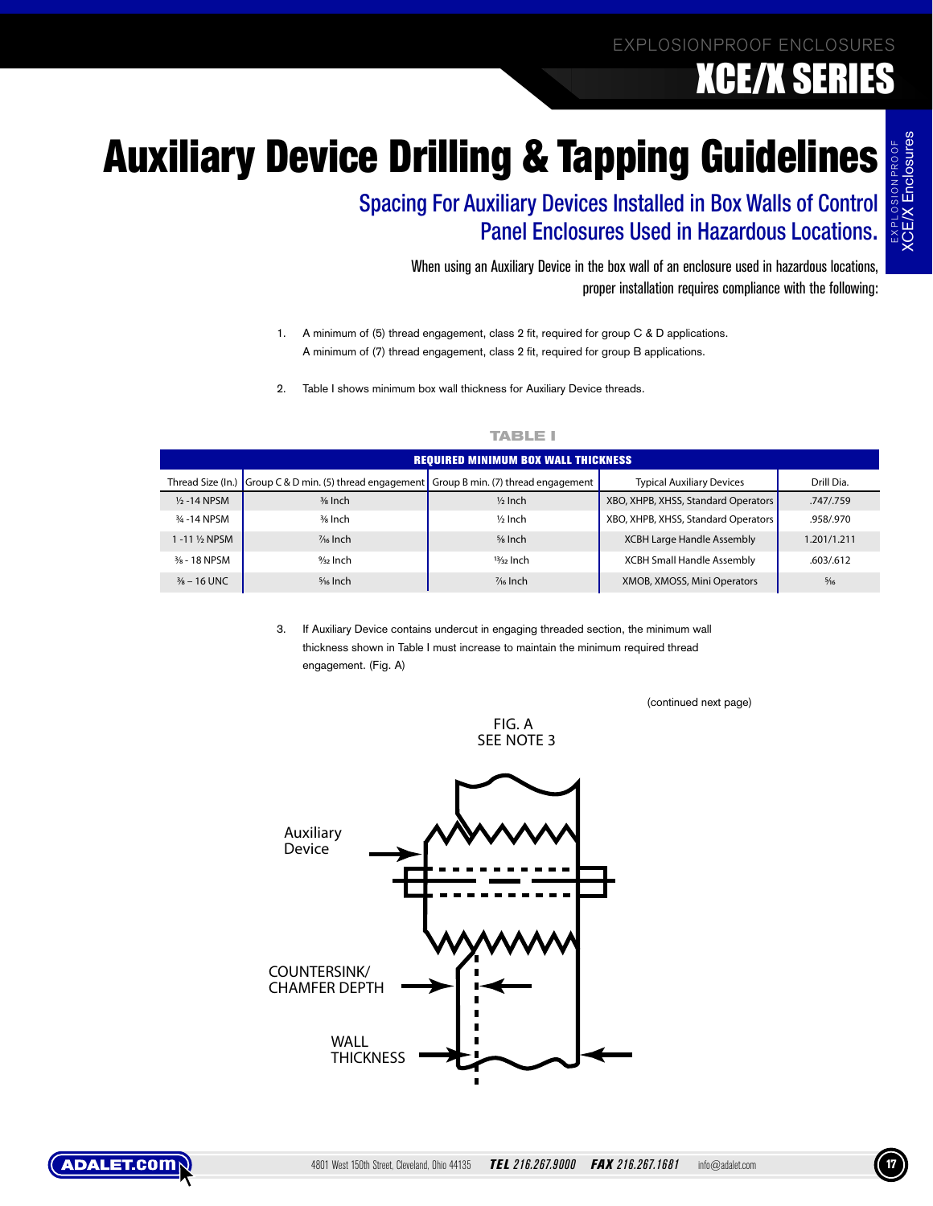# Auxiliary Device Drilling & Tapping Guidelines

## Spacing For Auxiliary Devices Installed in Box Walls of Control Panel Enclosures Used in Hazardous Locations.

When using an Auxiliary Device in the box wall of an enclosure used in hazardous locations, proper installation requires compliance with the following:

1. A minimum of (5) thread engagement, class 2 fit, required for group C & D applications.
   A minimum of (7) thread engagement, class 2 fit, required for group B applications.

2. Table I shows minimum box wall thickness for Auxiliary Device threads.

**TABLE I**

**REQUIRED MINIMUM BOX WALL THICKNESS**

| Thread Size (In.) | Group C & D min. (5) thread engagement | Group B min. (7) thread engagement | Typical Auxiliary Devices | Drill Dia. |
|---|---|---|---|---|
| ½ -14 NPSM | ⅜ Inch | ½ Inch | XBO, XHPB, XHSS, Standard Operators | .747/.759 |
| ¾ -14 NPSM | ⅜ Inch | ½ Inch | XBO, XHPB, XHSS, Standard Operators | .958/.970 |
| 1 -11 ½ NPSM | 7/16 Inch | ⅝ Inch | XCBH Large Handle Assembly | 1.201/1.211 |
| ⅜ - 18 NPSM | 9/32 Inch | 13/32 Inch | XCBH Small Handle Assembly | .603/.612 |
| ⅜ – 16 UNC | 5/16 Inch | 7/16 Inch | XMOB, XMOSS, Mini Operators | 5/16 |

3. If Auxiliary Device contains undercut in engaging threaded section, the minimum wall thickness shown in Table I must increase to maintain the minimum required thread engagement. (Fig. A)

(continued next page)

FIG. A
SEE NOTE 3

Auxiliary Device

COUNTERSINK/ CHAMFER DEPTH

WALL THICKNESS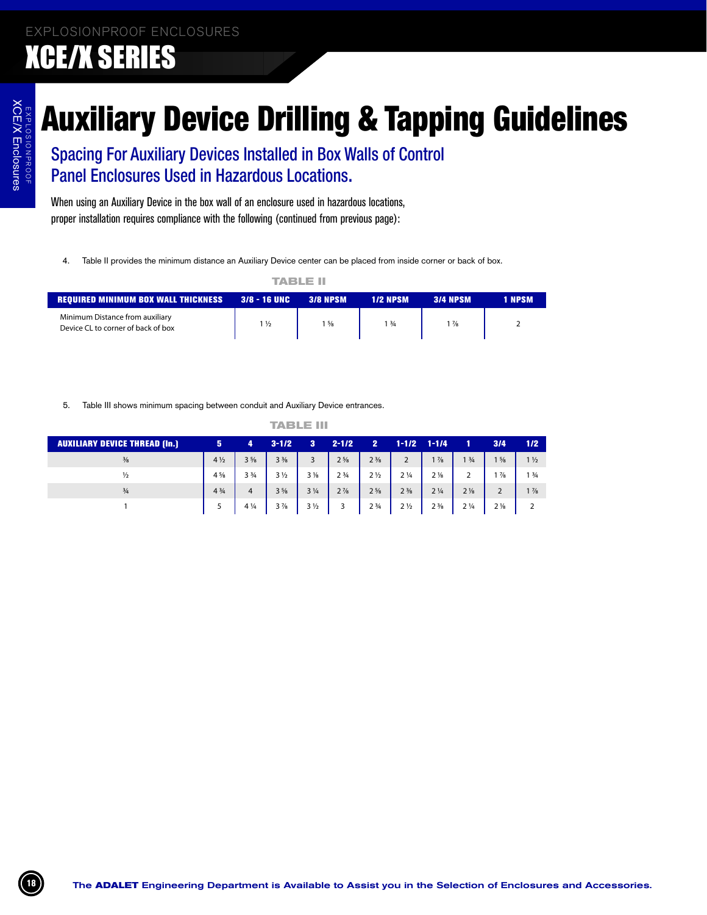# Auxiliary Device Drilling & Tapping Guidelines

## Spacing For Auxiliary Devices Installed in Box Walls of Control Panel Enclosures Used in Hazardous Locations.

When using an Auxiliary Device in the box wall of an enclosure used in hazardous locations, proper installation requires compliance with the following (continued from previous page):

4. Table II provides the minimum distance an Auxiliary Device center can be placed from inside corner or back of box.

**TABLE II**

| REQUIRED MINIMUM BOX WALL THICKNESS | 3/8 - 16 UNC | 3/8 NPSM | 1/2 NPSM | 3/4 NPSM | 1 NPSM |
|---|---|---|---|---|---|
| Minimum Distance from auxiliary Device CL to corner of back of box | 1 ½ | 1 ⅝ | 1 ¾ | 1 ⅞ | 2 |

5. Table III shows minimum spacing between conduit and Auxiliary Device entrances.

**TABLE III**

| AUXILIARY DEVICE THREAD (In.) | 5 | 4 | 3-1/2 | 3 | 2-1/2 | 2 | 1-1/2 | 1-1/4 | 1 | 3/4 | 1/2 |
|---|---|---|---|---|---|---|---|---|---|---|---|
| ⅜ | 4 ½ | 3 ⅝ | 3 ⅜ | 3 | 2 ⅝ | 2 ⅜ | 2 | 1 ⅞ | 1 ¾ | 1 ⅝ | 1 ½ |
| ½ | 4 ⅝ | 3 ¾ | 3 ½ | 3 ⅛ | 2 ¾ | 2 ½ | 2 ¼ | 2 ⅛ | 2 | 1 ⅞ | 1 ¾ |
| ¾ | 4 ¾ | 4 | 3 ⅝ | 3 ¼ | 2 ⅞ | 2 ⅝ | 2 ⅜ | 2 ¼ | 2 ⅛ | 2 | 1 ⅞ |
| 1 | 5 | 4 ¼ | 3 ⅞ | 3 ½ | 3 | 2 ¾ | 2 ½ | 2 ⅜ | 2 ¼ | 2 ⅛ | 2 |

The **ADALET** Engineering Department is Available to Assist you in the Selection of Enclosures and Accessories.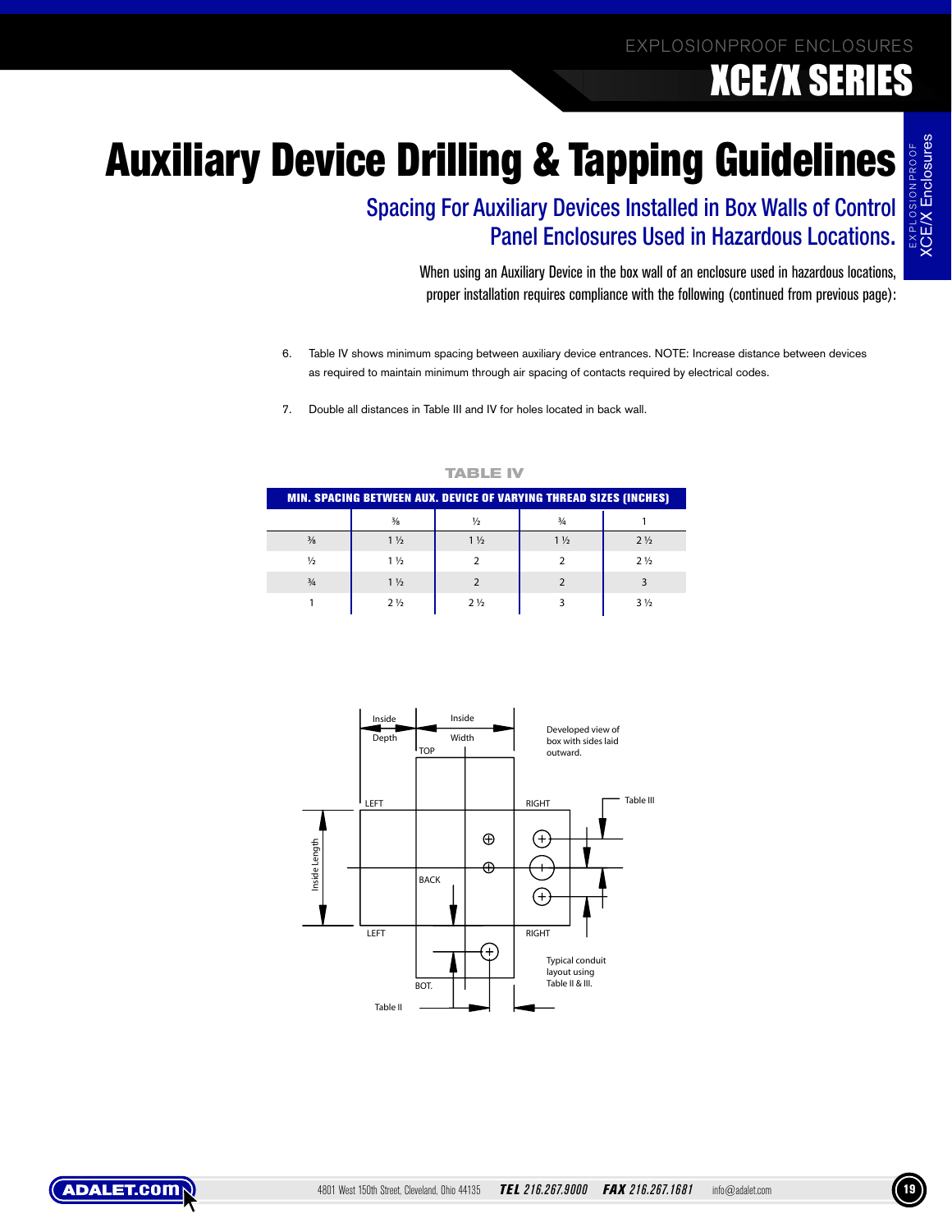# Auxiliary Device Drilling & Tapping Guidelines

## Spacing For Auxiliary Devices Installed in Box Walls of Control Panel Enclosures Used in Hazardous Locations.

When using an Auxiliary Device in the box wall of an enclosure used in hazardous locations, proper installation requires compliance with the following (continued from previous page):

6. Table IV shows minimum spacing between auxiliary device entrances. NOTE: Increase distance between devices as required to maintain minimum through air spacing of contacts required by electrical codes.

7. Double all distances in Table III and IV for holes located in back wall.

**TABLE IV**

**MIN. SPACING BETWEEN AUX. DEVICE OF VARYING THREAD SIZES (INCHES)**

| | ⅜ | ½ | ¾ | 1 |
|---|---|---|---|---|
| ⅜ | 1 ½ | 1 ½ | 1 ½ | 2 ½ |
| ½ | 1 ½ | 2 | 2 | 2 ½ |
| ¾ | 1 ½ | 2 | 2 | 3 |
| 1 | 2 ½ | 2 ½ | 3 | 3 ½ |

Inside Depth

Inside Width

TOP

Developed view of box with sides laid outward.

LEFT

RIGHT

Table III

Inside Length

BACK

LEFT

RIGHT

BOT.

Typical conduit layout using Table II & III.

Table II